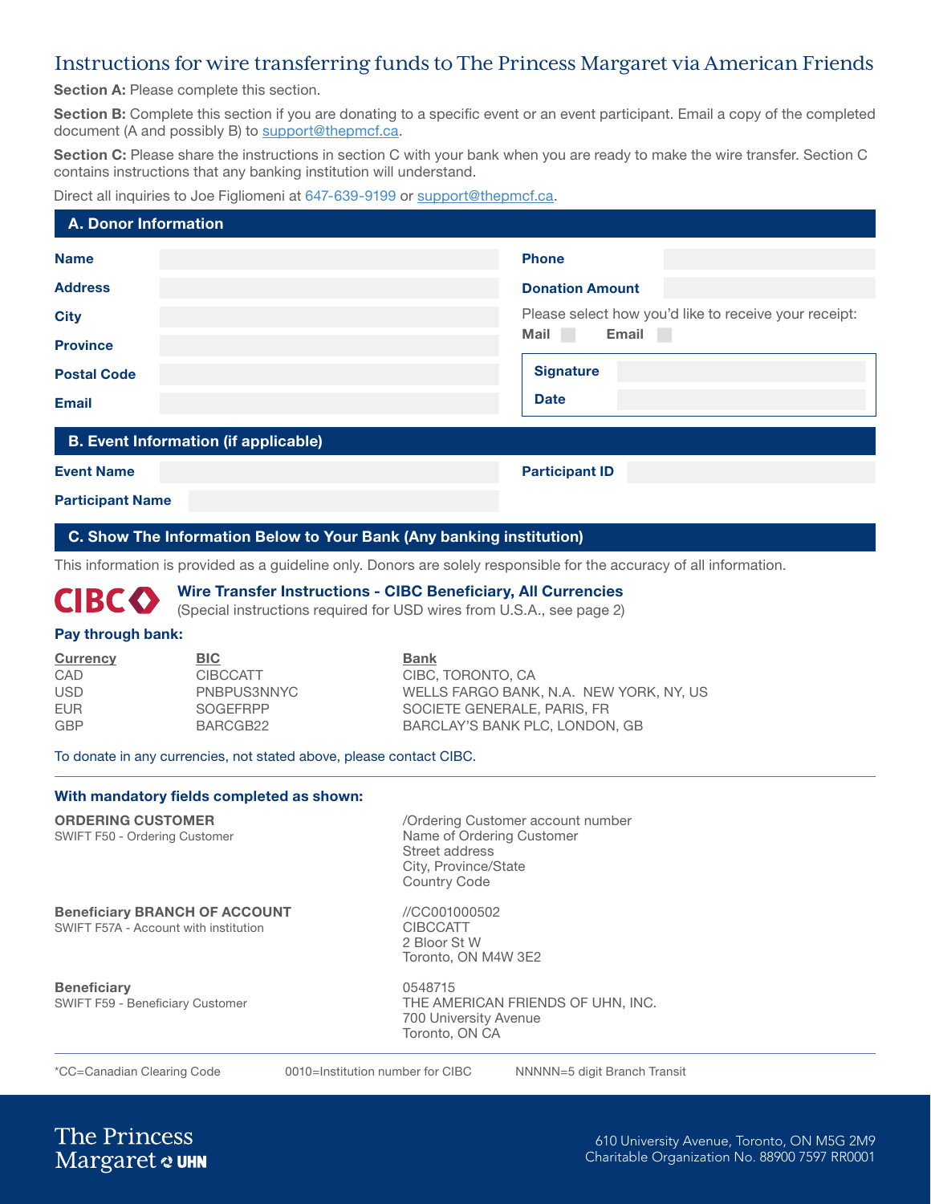# Instructions for wire transferring funds to The Princess Margaret via American Friends

**Section A:** Please complete this section.

**Section B:** Complete this section if you are donating to a specific event or an event participant. Email a copy of the completed document (A and possibly B) to support@thepmcf.ca.

**Section C:** Please share the instructions in section C with your bank when you are ready to make the wire transfer. Section C contains instructions that any banking institution will understand.

Direct all inquiries to Joe Figliomeni at 647-639-9199 or support@thepmcf.ca.

## A. Donor Information

| | |
|---|---|
| **Name** | |
| **Address** | |
| **City** | |
| **Province** | |
| **Postal Code** | |
| **Email** | |
| **Phone** | |
| **Donation Amount** | |

Please select how you'd like to receive your receipt:
**Mail** ☐ **Email** ☐

| | |
|---|---|
| **Signature** | |
| **Date** | |

## B. Event Information (if applicable)

| | |
|---|---|
| **Event Name** | |
| **Participant ID** | |
| **Participant Name** | |

## C. Show The Information Below to Your Bank (Any banking institution)

This information is provided as a guideline only. Donors are solely responsible for the accuracy of all information.

### CIBC Wire Transfer Instructions - CIBC Beneficiary, All Currencies

(Special instructions required for USD wires from U.S.A., see page 2)

**Pay through bank:**

| Currency | BIC | Bank |
|---|---|---|
| CAD | CIBCCATT | CIBC, TORONTO, CA |
| USD | PNBPUS3NNYC | WELLS FARGO BANK, N.A. NEW YORK, NY, US |
| EUR | SOGEFRPP | SOCIETE GENERALE, PARIS, FR |
| GBP | BARCGB22 | BARCLAY'S BANK PLC, LONDON, GB |

To donate in any currencies, not stated above, please contact CIBC.

**With mandatory fields completed as shown:**

| | |
|---|---|
| **ORDERING CUSTOMER**<br>SWIFT F50 - Ordering Customer | /Ordering Customer account number<br>Name of Ordering Customer<br>Street address<br>City, Province/State<br>Country Code |
| **Beneficiary BRANCH OF ACCOUNT**<br>SWIFT F57A - Account with institution | //CC001000502<br>CIBCCATT<br>2 Bloor St W<br>Toronto, ON M4W 3E2 |
| **Beneficiary**<br>SWIFT F59 - Beneficiary Customer | 0548715<br>THE AMERICAN FRIENDS OF UHN, INC.<br>700 University Avenue<br>Toronto, ON CA |

*CC=Canadian Clearing Code  0010=Institution number for CIBC  NNNNN=5 digit Branch Transit

The Princess Margaret UHN

610 University Avenue, Toronto, ON M5G 2M9
Charitable Organization No. 88900 7597 RR0001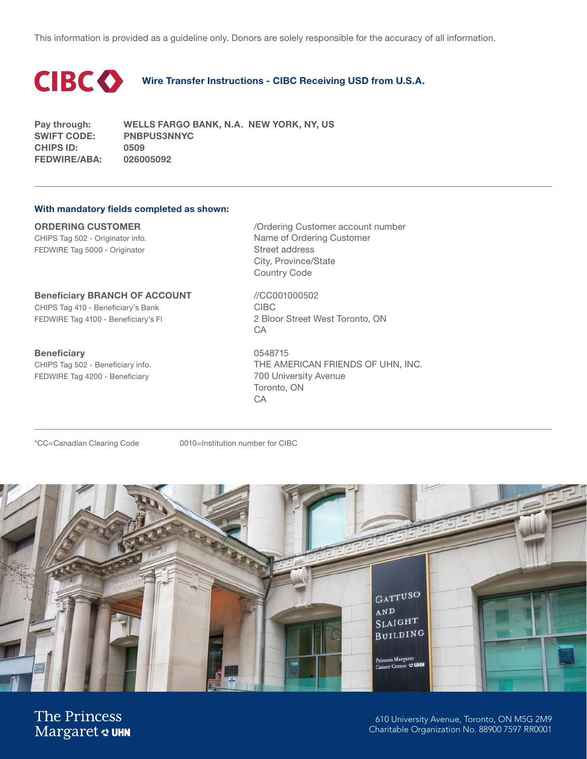This information is provided as a guideline only. Donors are solely responsible for the accuracy of all information.

CIBC

## Wire Transfer Instructions - CIBC Receiving USD from U.S.A.

| | |
|---|---|
| **Pay through:** | **WELLS FARGO BANK, N.A. NEW YORK, NY, US** |
| **SWIFT CODE:** | **PNBPUS3NNYC** |
| **CHIPS ID:** | **0509** |
| **FEDWIRE/ABA:** | **026005092** |

### With mandatory fields completed as shown:

| | |
|---|---|
| **ORDERING CUSTOMER**<br>CHIPS Tag 502 - Originator info.<br>FEDWIRE Tag 5000 - Originator | /Ordering Customer account number<br>Name of Ordering Customer<br>Street address<br>City, Province/State<br>Country Code |
| **Beneficiary BRANCH OF ACCOUNT**<br>CHIPS Tag 410 - Beneficiary's Bank<br>FEDWIRE Tag 4100 - Beneficiary's FI | //CC001000502<br>CIBC<br>2 Bloor Street West Toronto, ON<br>CA |
| **Beneficiary**<br>CHIPS Tag 502 - Beneficiary info.<br>FEDWIRE Tag 4200 - Beneficiary | 0548715<br>THE AMERICAN FRIENDS OF UHN, INC.<br>700 University Avenue<br>Toronto, ON<br>CA |

*CC=Canadian Clearing Code 0010=Institution number for CIBC

The Princess Margaret UHN

610 University Avenue, Toronto, ON M5G 2M9
Charitable Organization No. 88900 7597 RR0001